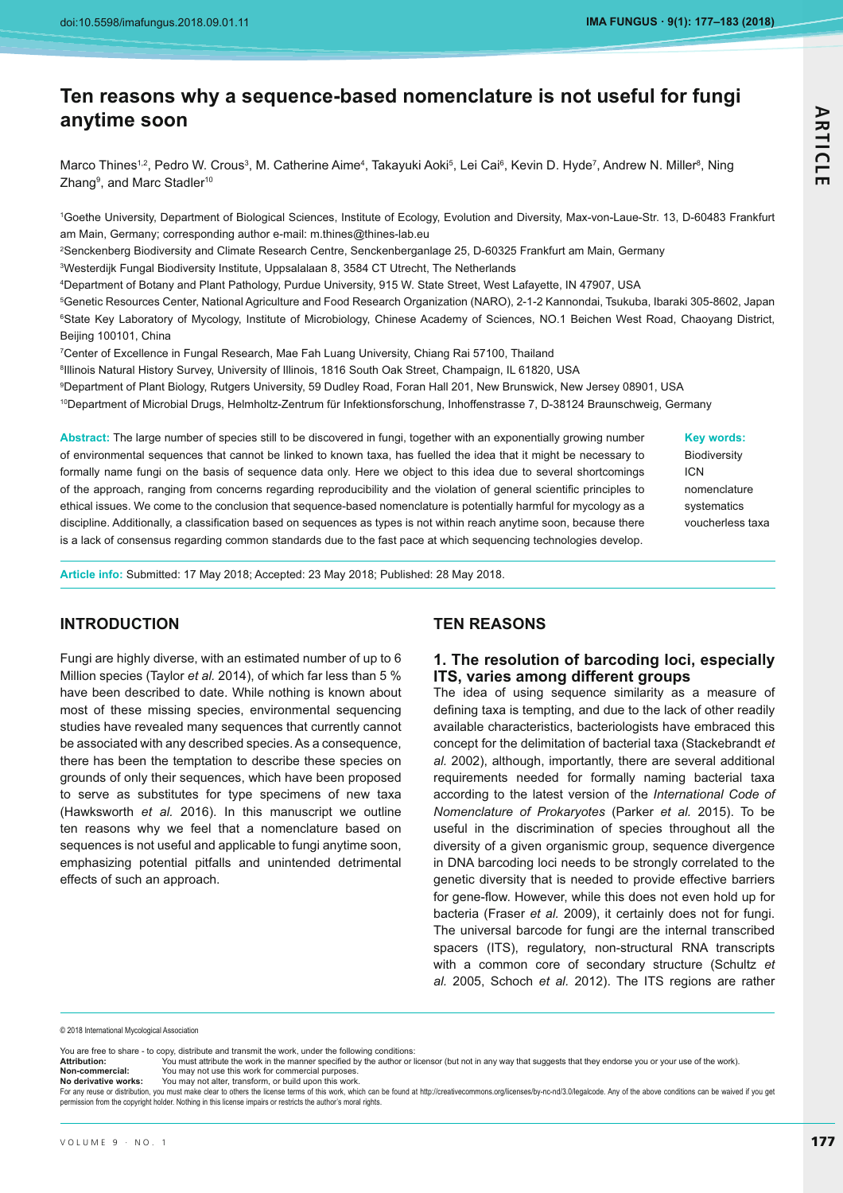# Ten reasons why a sequence-based nomenclature is not useful for fungi anytime soon

Marco Thines[1,2], Pedro W. Crous[3], M. Catherine Aime[4], Takayuki Aoki[5], Lei Cai[6], Kevin D. Hyde[7], Andrew N. Miller[8], Ning Zhang[9], and Marc Stadler[10]

[1]Goethe University, Department of Biological Sciences, Institute of Ecology, Evolution and Diversity, Max-von-Laue-Str. 13, D-60483 Frankfurt am Main, Germany; corresponding author e-mail: m.thines@thines-lab.eu

[2]Senckenberg Biodiversity and Climate Research Centre, Senckenberganlage 25, D-60325 Frankfurt am Main, Germany

[3]Westerdijk Fungal Biodiversity Institute, Uppsalalaan 8, 3584 CT Utrecht, The Netherlands

[4]Department of Botany and Plant Pathology, Purdue University, 915 W. State Street, West Lafayette, IN 47907, USA

[5]Genetic Resources Center, National Agriculture and Food Research Organization (NARO), 2-1-2 Kannondai, Tsukuba, Ibaraki 305-8602, Japan

[6]State Key Laboratory of Mycology, Institute of Microbiology, Chinese Academy of Sciences, NO.1 Beichen West Road, Chaoyang District, Beijing 100101, China

[7]Center of Excellence in Fungal Research, Mae Fah Luang University, Chiang Rai 57100, Thailand

[8]Illinois Natural History Survey, University of Illinois, 1816 South Oak Street, Champaign, IL 61820, USA

[9]Department of Plant Biology, Rutgers University, 59 Dudley Road, Foran Hall 201, New Brunswick, New Jersey 08901, USA

[10]Department of Microbial Drugs, Helmholtz-Zentrum für Infektionsforschung, Inhoffenstrasse 7, D-38124 Braunschweig, Germany

**Abstract:** The large number of species still to be discovered in fungi, together with an exponentially growing number of environmental sequences that cannot be linked to known taxa, has fuelled the idea that it might be necessary to formally name fungi on the basis of sequence data only. Here we object to this idea due to several shortcomings of the approach, ranging from concerns regarding reproducibility and the violation of general scientific principles to ethical issues. We come to the conclusion that sequence-based nomenclature is potentially harmful for mycology as a discipline. Additionally, a classification based on sequences as types is not within reach anytime soon, because there is a lack of consensus regarding common standards due to the fast pace at which sequencing technologies develop.

**Key words:**
Biodiversity
ICN
nomenclature
systematics
voucherless taxa

**Article info:** Submitted: 17 May 2018; Accepted: 23 May 2018; Published: 28 May 2018.

## INTRODUCTION

Fungi are highly diverse, with an estimated number of up to 6 Million species (Taylor *et al.* 2014), of which far less than 5 % have been described to date. While nothing is known about most of these missing species, environmental sequencing studies have revealed many sequences that currently cannot be associated with any described species. As a consequence, there has been the temptation to describe these species on grounds of only their sequences, which have been proposed to serve as substitutes for type specimens of new taxa (Hawksworth *et al.* 2016). In this manuscript we outline ten reasons why we feel that a nomenclature based on sequences is not useful and applicable to fungi anytime soon, emphasizing potential pitfalls and unintended detrimental effects of such an approach.

## TEN REASONS

### 1. The resolution of barcoding loci, especially ITS, varies among different groups

The idea of using sequence similarity as a measure of defining taxa is tempting, and due to the lack of other readily available characteristics, bacteriologists have embraced this concept for the delimitation of bacterial taxa (Stackebrandt *et al.* 2002), although, importantly, there are several additional requirements needed for formally naming bacterial taxa according to the latest version of the *International Code of Nomenclature of Prokaryotes* (Parker *et al.* 2015). To be useful in the discrimination of species throughout all the diversity of a given organismic group, sequence divergence in DNA barcoding loci needs to be strongly correlated to the genetic diversity that is needed to provide effective barriers for gene-flow. However, while this does not even hold up for bacteria (Fraser *et al.* 2009), it certainly does not for fungi. The universal barcode for fungi are the internal transcribed spacers (ITS), regulatory, non-structural RNA transcripts with a common core of secondary structure (Schultz *et al.* 2005, Schoch *et al.* 2012). The ITS regions are rather

© 2018 International Mycological Association

You are free to share - to copy, distribute and transmit the work, under the following conditions:
**Attribution:** You must attribute the work in the manner specified by the author or licensor (but not in any way that suggests that they endorse you or your use of the work).
**Non-commercial:** You may not use this work for commercial purposes.
**No derivative works:** You may not alter, transform, or build upon this work.
For any reuse or distribution, you must make clear to others the license terms of this work, which can be found at http://creativecommons.org/licenses/by-nc-nd/3.0/legalcode. Any of the above conditions can be waived if you get permission from the copyright holder. Nothing in this license impairs or restricts the author's moral rights.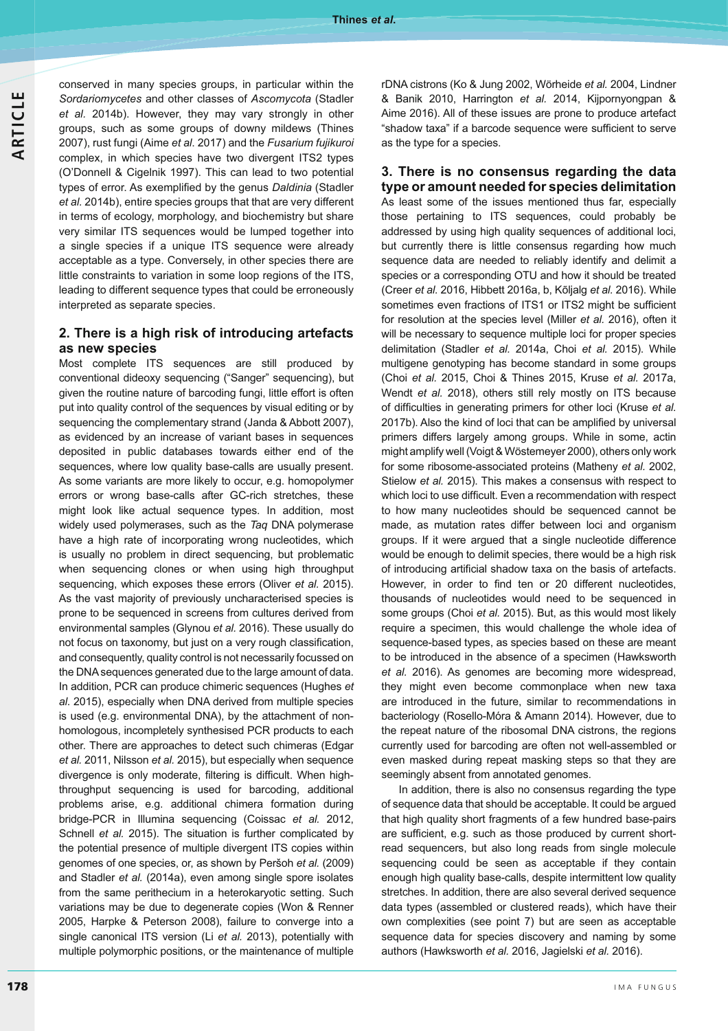conserved in many species groups, in particular within the *Sordariomycetes* and other classes of *Ascomycota* (Stadler *et al.* 2014b). However, they may vary strongly in other groups, such as some groups of downy mildews (Thines 2007), rust fungi (Aime *et al*. 2017) and the *Fusarium fujikuroi* complex, in which species have two divergent ITS2 types (O'Donnell & Cigelnik 1997). This can lead to two potential types of error. As exemplified by the genus *Daldinia* (Stadler *et al.* 2014b), entire species groups that that are very different in terms of ecology, morphology, and biochemistry but share very similar ITS sequences would be lumped together into a single species if a unique ITS sequence were already acceptable as a type. Conversely, in other species there are little constraints to variation in some loop regions of the ITS, leading to different sequence types that could be erroneously interpreted as separate species.

## 2. There is a high risk of introducing artefacts as new species

Most complete ITS sequences are still produced by conventional dideoxy sequencing ("Sanger" sequencing), but given the routine nature of barcoding fungi, little effort is often put into quality control of the sequences by visual editing or by sequencing the complementary strand (Janda & Abbott 2007), as evidenced by an increase of variant bases in sequences deposited in public databases towards either end of the sequences, where low quality base-calls are usually present. As some variants are more likely to occur, e.g. homopolymer errors or wrong base-calls after GC-rich stretches, these might look like actual sequence types. In addition, most widely used polymerases, such as the *Taq* DNA polymerase have a high rate of incorporating wrong nucleotides, which is usually no problem in direct sequencing, but problematic when sequencing clones or when using high throughput sequencing, which exposes these errors (Oliver *et al.* 2015). As the vast majority of previously uncharacterised species is prone to be sequenced in screens from cultures derived from environmental samples (Glynou *et al.* 2016). These usually do not focus on taxonomy, but just on a very rough classification, and consequently, quality control is not necessarily focussed on the DNA sequences generated due to the large amount of data. In addition, PCR can produce chimeric sequences (Hughes *et al.* 2015), especially when DNA derived from multiple species is used (e.g. environmental DNA), by the attachment of non-homologous, incompletely synthesised PCR products to each other. There are approaches to detect such chimeras (Edgar *et al.* 2011, Nilsson *et al.* 2015), but especially when sequence divergence is only moderate, filtering is difficult. When high-throughput sequencing is used for barcoding, additional problems arise, e.g. additional chimera formation during bridge-PCR in Illumina sequencing (Coissac *et al.* 2012, Schnell *et al.* 2015). The situation is further complicated by the potential presence of multiple divergent ITS copies within genomes of one species, or, as shown by Peršoh *et al.* (2009) and Stadler *et al.* (2014a), even among single spore isolates from the same perithecium in a heterokaryotic setting. Such variations may be due to degenerate copies (Won & Renner 2005, Harpke & Peterson 2008), failure to converge into a single canonical ITS version (Li *et al.* 2013), potentially with multiple polymorphic positions, or the maintenance of multiple rDNA cistrons (Ko & Jung 2002, Wörheide *et al.* 2004, Lindner & Banik 2010, Harrington *et al.* 2014, Kijpornyongpan & Aime 2016). All of these issues are prone to produce artefact "shadow taxa" if a barcode sequence were sufficient to serve as the type for a species.

## 3. There is no consensus regarding the data type or amount needed for species delimitation

As least some of the issues mentioned thus far, especially those pertaining to ITS sequences, could probably be addressed by using high quality sequences of additional loci, but currently there is little consensus regarding how much sequence data are needed to reliably identify and delimit a species or a corresponding OTU and how it should be treated (Creer *et al.* 2016, Hibbett 2016a, b, Kõljalg *et al.* 2016). While sometimes even fractions of ITS1 or ITS2 might be sufficient for resolution at the species level (Miller *et al.* 2016), often it will be necessary to sequence multiple loci for proper species delimitation (Stadler *et al.* 2014a, Choi *et al.* 2015). While multigene genotyping has become standard in some groups (Choi *et al.* 2015, Choi & Thines 2015, Kruse *et al.* 2017a, Wendt *et al.* 2018), others still rely mostly on ITS because of difficulties in generating primers for other loci (Kruse *et al.* 2017b). Also the kind of loci that can be amplified by universal primers differs largely among groups. While in some, actin might amplify well (Voigt & Wöstemeyer 2000), others only work for some ribosome-associated proteins (Matheny *et al.* 2002, Stielow *et al.* 2015). This makes a consensus with respect to which loci to use difficult. Even a recommendation with respect to how many nucleotides should be sequenced cannot be made, as mutation rates differ between loci and organism groups. If it were argued that a single nucleotide difference would be enough to delimit species, there would be a high risk of introducing artificial shadow taxa on the basis of artefacts. However, in order to find ten or 20 different nucleotides, thousands of nucleotides would need to be sequenced in some groups (Choi *et al.* 2015). But, as this would most likely require a specimen, this would challenge the whole idea of sequence-based types, as species based on these are meant to be introduced in the absence of a specimen (Hawksworth *et al.* 2016). As genomes are becoming more widespread, they might even become commonplace when new taxa are introduced in the future, similar to recommendations in bacteriology (Rosello-Móra & Amann 2014). However, due to the repeat nature of the ribosomal DNA cistrons, the regions currently used for barcoding are often not well-assembled or even masked during repeat masking steps so that they are seemingly absent from annotated genomes.

In addition, there is also no consensus regarding the type of sequence data that should be acceptable. It could be argued that high quality short fragments of a few hundred base-pairs are sufficient, e.g. such as those produced by current short-read sequencers, but also long reads from single molecule sequencing could be seen as acceptable if they contain enough high quality base-calls, despite intermittent low quality stretches. In addition, there are also several derived sequence data types (assembled or clustered reads), which have their own complexities (see point 7) but are seen as acceptable sequence data for species discovery and naming by some authors (Hawksworth *et al.* 2016, Jagielski *et al.* 2016).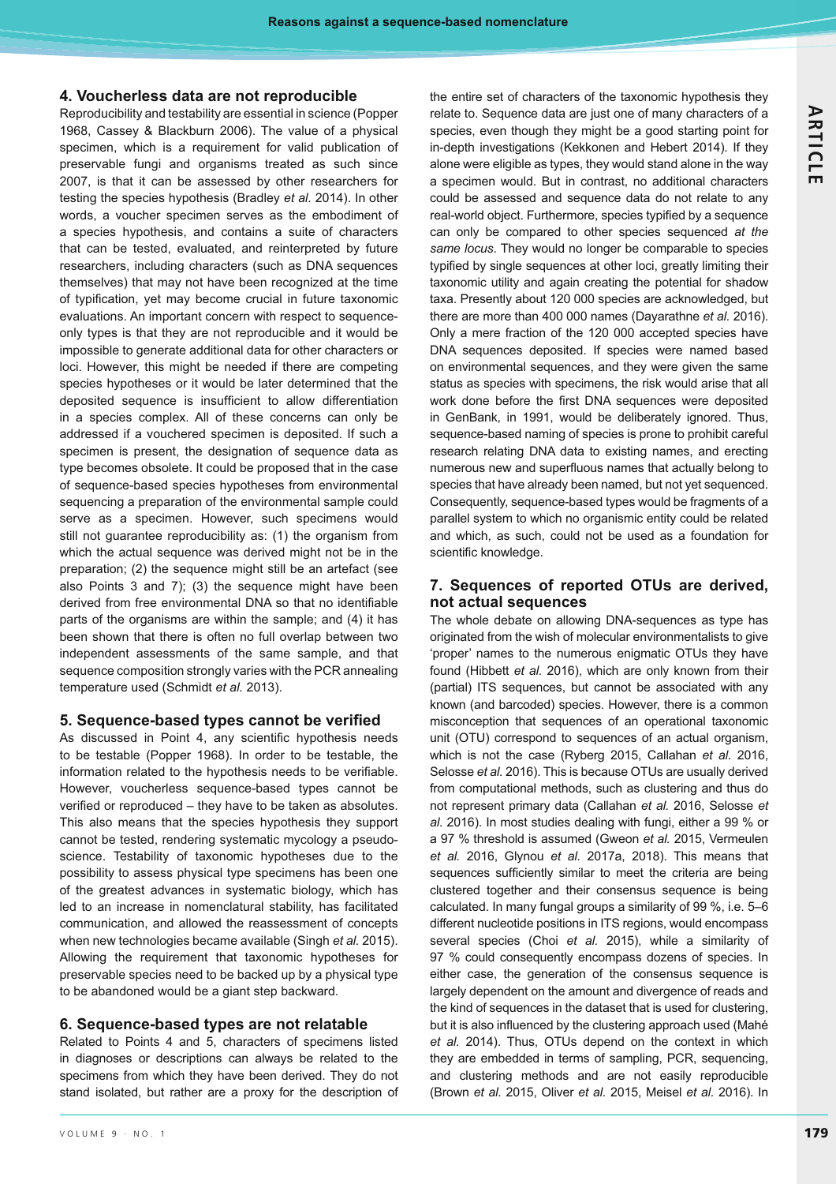## 4. Voucherless data are not reproducible

Reproducibility and testability are essential in science (Popper 1968, Cassey & Blackburn 2006). The value of a physical specimen, which is a requirement for valid publication of preservable fungi and organisms treated as such since 2007, is that it can be assessed by other researchers for testing the species hypothesis (Bradley *et al.* 2014). In other words, a voucher specimen serves as the embodiment of a species hypothesis, and contains a suite of characters that can be tested, evaluated, and reinterpreted by future researchers, including characters (such as DNA sequences themselves) that may not have been recognized at the time of typification, yet may become crucial in future taxonomic evaluations. An important concern with respect to sequence-only types is that they are not reproducible and it would be impossible to generate additional data for other characters or loci. However, this might be needed if there are competing species hypotheses or it would be later determined that the deposited sequence is insufficient to allow differentiation in a species complex. All of these concerns can only be addressed if a vouchered specimen is deposited. If such a specimen is present, the designation of sequence data as type becomes obsolete. It could be proposed that in the case of sequence-based species hypotheses from environmental sequencing a preparation of the environmental sample could serve as a specimen. However, such specimens would still not guarantee reproducibility as: (1) the organism from which the actual sequence was derived might not be in the preparation; (2) the sequence might still be an artefact (see also Points 3 and 7); (3) the sequence might have been derived from free environmental DNA so that no identifiable parts of the organisms are within the sample; and (4) it has been shown that there is often no full overlap between two independent assessments of the same sample, and that sequence composition strongly varies with the PCR annealing temperature used (Schmidt *et al.* 2013).

## 5. Sequence-based types cannot be verified

As discussed in Point 4, any scientific hypothesis needs to be testable (Popper 1968). In order to be testable, the information related to the hypothesis needs to be verifiable. However, voucherless sequence-based types cannot be verified or reproduced – they have to be taken as absolutes. This also means that the species hypothesis they support cannot be tested, rendering systematic mycology a pseudo-science. Testability of taxonomic hypotheses due to the possibility to assess physical type specimens has been one of the greatest advances in systematic biology, which has led to an increase in nomenclatural stability, has facilitated communication, and allowed the reassessment of concepts when new technologies became available (Singh *et al.* 2015). Allowing the requirement that taxonomic hypotheses for preservable species need to be backed up by a physical type to be abandoned would be a giant step backward.

## 6. Sequence-based types are not relatable

Related to Points 4 and 5, characters of specimens listed in diagnoses or descriptions can always be related to the specimens from which they have been derived. They do not stand isolated, but rather are a proxy for the description of the entire set of characters of the taxonomic hypothesis they relate to. Sequence data are just one of many characters of a species, even though they might be a good starting point for in-depth investigations (Kekkonen and Hebert 2014). If they alone were eligible as types, they would stand alone in the way a specimen would. But in contrast, no additional characters could be assessed and sequence data do not relate to any real-world object. Furthermore, species typified by a sequence can only be compared to other species sequenced *at the same locus*. They would no longer be comparable to species typified by single sequences at other loci, greatly limiting their taxonomic utility and again creating the potential for shadow taxa. Presently about 120 000 species are acknowledged, but there are more than 400 000 names (Dayarathne *et al.* 2016). Only a mere fraction of the 120 000 accepted species have DNA sequences deposited. If species were named based on environmental sequences, and they were given the same status as species with specimens, the risk would arise that all work done before the first DNA sequences were deposited in GenBank, in 1991, would be deliberately ignored. Thus, sequence-based naming of species is prone to prohibit careful research relating DNA data to existing names, and erecting numerous new and superfluous names that actually belong to species that have already been named, but not yet sequenced. Consequently, sequence-based types would be fragments of a parallel system to which no organismic entity could be related and which, as such, could not be used as a foundation for scientific knowledge.

## 7. Sequences of reported OTUs are derived, not actual sequences

The whole debate on allowing DNA-sequences as type has originated from the wish of molecular environmentalists to give 'proper' names to the numerous enigmatic OTUs they have found (Hibbett *et al.* 2016), which are only known from their (partial) ITS sequences, but cannot be associated with any known (and barcoded) species. However, there is a common misconception that sequences of an operational taxonomic unit (OTU) correspond to sequences of an actual organism, which is not the case (Ryberg 2015, Callahan *et al.* 2016, Selosse *et al.* 2016). This is because OTUs are usually derived from computational methods, such as clustering and thus do not represent primary data (Callahan *et al.* 2016, Selosse *et al.* 2016). In most studies dealing with fungi, either a 99 % or a 97 % threshold is assumed (Gweon *et al.* 2015, Vermeulen *et al.* 2016, Glynou *et al.* 2017a, 2018). This means that sequences sufficiently similar to meet the criteria are being clustered together and their consensus sequence is being calculated. In many fungal groups a similarity of 99 %, i.e. 5–6 different nucleotide positions in ITS regions, would encompass several species (Choi *et al.* 2015), while a similarity of 97 % could consequently encompass dozens of species. In either case, the generation of the consensus sequence is largely dependent on the amount and divergence of reads and the kind of sequences in the dataset that is used for clustering, but it is also influenced by the clustering approach used (Mahé *et al.* 2014). Thus, OTUs depend on the context in which they are embedded in terms of sampling, PCR, sequencing, and clustering methods and are not easily reproducible (Brown *et al.* 2015, Oliver *et al.* 2015, Meisel *et al.* 2016). In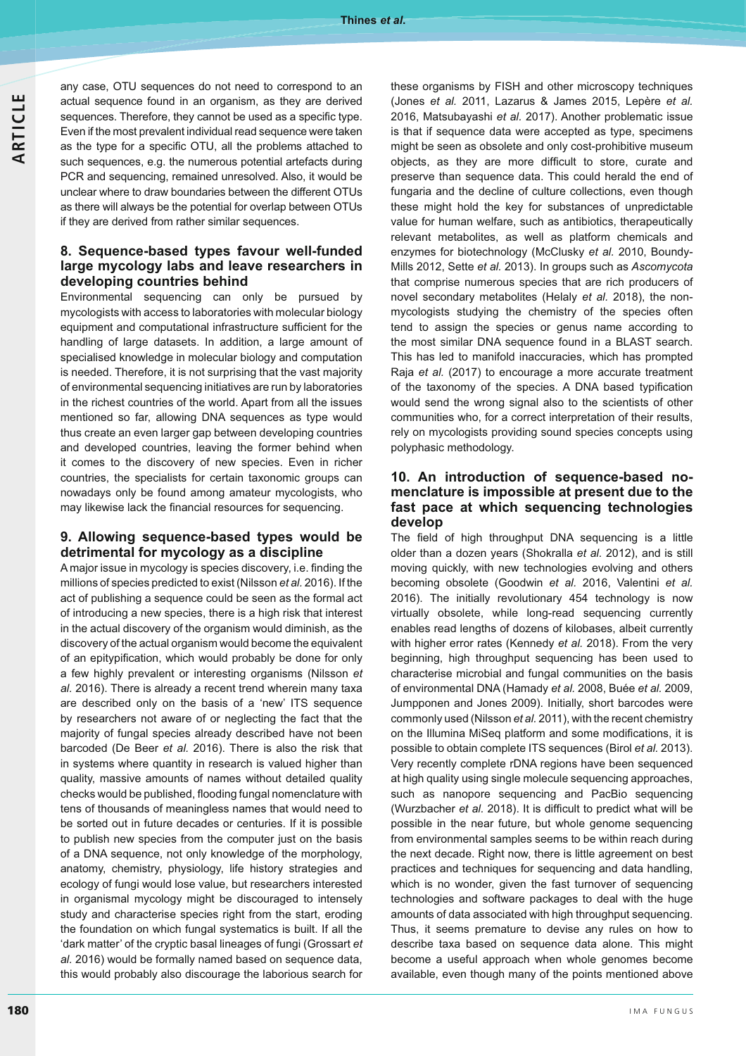any case, OTU sequences do not need to correspond to an actual sequence found in an organism, as they are derived sequences. Therefore, they cannot be used as a specific type. Even if the most prevalent individual read sequence were taken as the type for a specific OTU, all the problems attached to such sequences, e.g. the numerous potential artefacts during PCR and sequencing, remained unresolved. Also, it would be unclear where to draw boundaries between the different OTUs as there will always be the potential for overlap between OTUs if they are derived from rather similar sequences.

## 8. Sequence-based types favour well-funded large mycology labs and leave researchers in developing countries behind

Environmental sequencing can only be pursued by mycologists with access to laboratories with molecular biology equipment and computational infrastructure sufficient for the handling of large datasets. In addition, a large amount of specialised knowledge in molecular biology and computation is needed. Therefore, it is not surprising that the vast majority of environmental sequencing initiatives are run by laboratories in the richest countries of the world. Apart from all the issues mentioned so far, allowing DNA sequences as type would thus create an even larger gap between developing countries and developed countries, leaving the former behind when it comes to the discovery of new species. Even in richer countries, the specialists for certain taxonomic groups can nowadays only be found among amateur mycologists, who may likewise lack the financial resources for sequencing.

## 9. Allowing sequence-based types would be detrimental for mycology as a discipline

A major issue in mycology is species discovery, i.e. finding the millions of species predicted to exist (Nilsson *et al.* 2016). If the act of publishing a sequence could be seen as the formal act of introducing a new species, there is a high risk that interest in the actual discovery of the organism would diminish, as the discovery of the actual organism would become the equivalent of an epitypification, which would probably be done for only a few highly prevalent or interesting organisms (Nilsson *et al.* 2016). There is already a recent trend wherein many taxa are described only on the basis of a 'new' ITS sequence by researchers not aware of or neglecting the fact that the majority of fungal species already described have not been barcoded (De Beer *et al.* 2016). There is also the risk that in systems where quantity in research is valued higher than quality, massive amounts of names without detailed quality checks would be published, flooding fungal nomenclature with tens of thousands of meaningless names that would need to be sorted out in future decades or centuries. If it is possible to publish new species from the computer just on the basis of a DNA sequence, not only knowledge of the morphology, anatomy, chemistry, physiology, life history strategies and ecology of fungi would lose value, but researchers interested in organismal mycology might be discouraged to intensely study and characterise species right from the start, eroding the foundation on which fungal systematics is built. If all the 'dark matter' of the cryptic basal lineages of fungi (Grossart *et al.* 2016) would be formally named based on sequence data, this would probably also discourage the laborious search for these organisms by FISH and other microscopy techniques (Jones *et al.* 2011, Lazarus & James 2015, Lepère *et al.* 2016, Matsubayashi *et al.* 2017). Another problematic issue is that if sequence data were accepted as type, specimens might be seen as obsolete and only cost-prohibitive museum objects, as they are more difficult to store, curate and preserve than sequence data. This could herald the end of fungaria and the decline of culture collections, even though these might hold the key for substances of unpredictable value for human welfare, such as antibiotics, therapeutically relevant metabolites, as well as platform chemicals and enzymes for biotechnology (McClusky *et al.* 2010, Boundy-Mills 2012, Sette *et al.* 2013). In groups such as *Ascomycota* that comprise numerous species that are rich producers of novel secondary metabolites (Helaly *et al.* 2018), the non-mycologists studying the chemistry of the species often tend to assign the species or genus name according to the most similar DNA sequence found in a BLAST search. This has led to manifold inaccuracies, which has prompted Raja *et al.* (2017) to encourage a more accurate treatment of the taxonomy of the species. A DNA based typification would send the wrong signal also to the scientists of other communities who, for a correct interpretation of their results, rely on mycologists providing sound species concepts using polyphasic methodology.

## 10. An introduction of sequence-based nomenclature is impossible at present due to the fast pace at which sequencing technologies develop

The field of high throughput DNA sequencing is a little older than a dozen years (Shokralla *et al.* 2012), and is still moving quickly, with new technologies evolving and others becoming obsolete (Goodwin *et al.* 2016, Valentini *et al.* 2016). The initially revolutionary 454 technology is now virtually obsolete, while long-read sequencing currently enables read lengths of dozens of kilobases, albeit currently with higher error rates (Kennedy *et al.* 2018). From the very beginning, high throughput sequencing has been used to characterise microbial and fungal communities on the basis of environmental DNA (Hamady *et al.* 2008, Buée *et al.* 2009, Jumpponen and Jones 2009). Initially, short barcodes were commonly used (Nilsson *et al.* 2011), with the recent chemistry on the Illumina MiSeq platform and some modifications, it is possible to obtain complete ITS sequences (Birol *et al.* 2013). Very recently complete rDNA regions have been sequenced at high quality using single molecule sequencing approaches, such as nanopore sequencing and PacBio sequencing (Wurzbacher *et al.* 2018). It is difficult to predict what will be possible in the near future, but whole genome sequencing from environmental samples seems to be within reach during the next decade. Right now, there is little agreement on best practices and techniques for sequencing and data handling, which is no wonder, given the fast turnover of sequencing technologies and software packages to deal with the huge amounts of data associated with high throughput sequencing. Thus, it seems premature to devise any rules on how to describe taxa based on sequence data alone. This might become a useful approach when whole genomes become available, even though many of the points mentioned above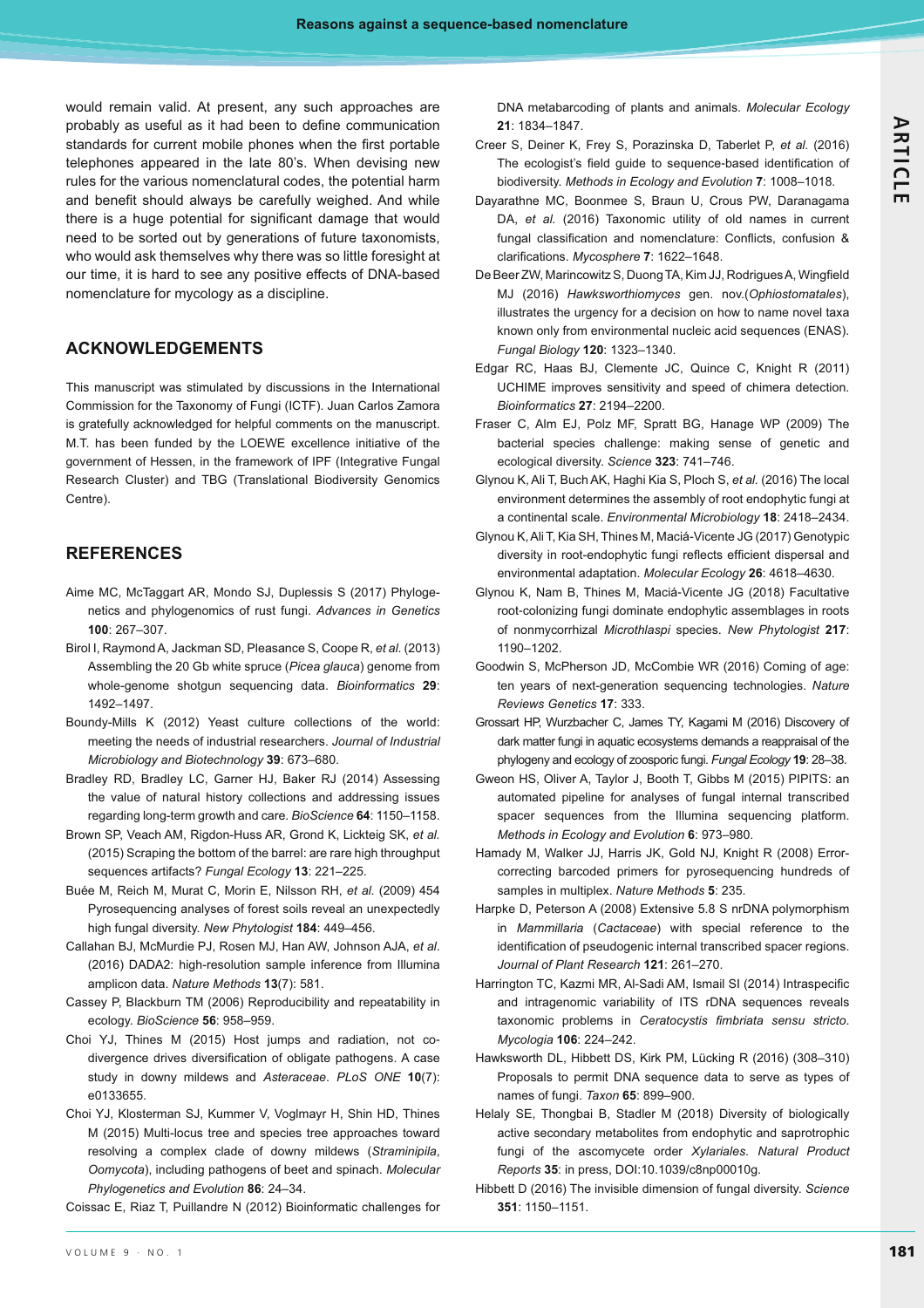would remain valid. At present, any such approaches are probably as useful as it had been to define communication standards for current mobile phones when the first portable telephones appeared in the late 80's. When devising new rules for the various nomenclatural codes, the potential harm and benefit should always be carefully weighed. And while there is a huge potential for significant damage that would need to be sorted out by generations of future taxonomists, who would ask themselves why there was so little foresight at our time, it is hard to see any positive effects of DNA-based nomenclature for mycology as a discipline.

## ACKNOWLEDGEMENTS

This manuscript was stimulated by discussions in the International Commission for the Taxonomy of Fungi (ICTF). Juan Carlos Zamora is gratefully acknowledged for helpful comments on the manuscript. M.T. has been funded by the LOEWE excellence initiative of the government of Hessen, in the framework of IPF (Integrative Fungal Research Cluster) and TBG (Translational Biodiversity Genomics Centre).

## REFERENCES

Aime MC, McTaggart AR, Mondo SJ, Duplessis S (2017) Phylogenetics and phylogenomics of rust fungi. *Advances in Genetics* **100**: 267–307.

Birol I, Raymond A, Jackman SD, Pleasance S, Coope R, *et al.* (2013) Assembling the 20 Gb white spruce (*Picea glauca*) genome from whole-genome shotgun sequencing data. *Bioinformatics* **29**: 1492–1497.

Boundy-Mills K (2012) Yeast culture collections of the world: meeting the needs of industrial researchers. *Journal of Industrial Microbiology and Biotechnology* **39**: 673–680.

Bradley RD, Bradley LC, Garner HJ, Baker RJ (2014) Assessing the value of natural history collections and addressing issues regarding long-term growth and care. *BioScience* **64**: 1150–1158.

Brown SP, Veach AM, Rigdon-Huss AR, Grond K, Lickteig SK, *et al.* (2015) Scraping the bottom of the barrel: are rare high throughput sequences artifacts? *Fungal Ecology* **13**: 221–225.

Buée M, Reich M, Murat C, Morin E, Nilsson RH, *et al.* (2009) 454 Pyrosequencing analyses of forest soils reveal an unexpectedly high fungal diversity. *New Phytologist* **184**: 449–456.

Callahan BJ, McMurdie PJ, Rosen MJ, Han AW, Johnson AJA, *et al.* (2016) DADA2: high-resolution sample inference from Illumina amplicon data. *Nature Methods* **13**(7): 581.

Cassey P, Blackburn TM (2006) Reproducibility and repeatability in ecology. *BioScience* **56**: 958–959.

Choi YJ, Thines M (2015) Host jumps and radiation, not co-divergence drives diversification of obligate pathogens. A case study in downy mildews and *Asteraceae*. *PLoS ONE* **10**(7): e0133655.

Choi YJ, Klosterman SJ, Kummer V, Voglmayr H, Shin HD, Thines M (2015) Multi-locus tree and species tree approaches toward resolving a complex clade of downy mildews (*Straminipila*, *Oomycota*), including pathogens of beet and spinach. *Molecular Phylogenetics and Evolution* **86**: 24–34.

Coissac E, Riaz T, Puillandre N (2012) Bioinformatic challenges for DNA metabarcoding of plants and animals. *Molecular Ecology* **21**: 1834–1847.

Creer S, Deiner K, Frey S, Porazinska D, Taberlet P, *et al.* (2016) The ecologist's field guide to sequence-based identification of biodiversity. *Methods in Ecology and Evolution* **7**: 1008–1018.

Dayarathne MC, Boonmee S, Braun U, Crous PW, Daranagama DA, *et al.* (2016) Taxonomic utility of old names in current fungal classification and nomenclature: Conflicts, confusion & clarifications. *Mycosphere* **7**: 1622–1648.

De Beer ZW, Marincowitz S, Duong TA, Kim JJ, Rodrigues A, Wingfield MJ (2016) *Hawksworthiomyces* gen. nov.(*Ophiostomatales*), illustrates the urgency for a decision on how to name novel taxa known only from environmental nucleic acid sequences (ENAS). *Fungal Biology* **120**: 1323–1340.

Edgar RC, Haas BJ, Clemente JC, Quince C, Knight R (2011) UCHIME improves sensitivity and speed of chimera detection. *Bioinformatics* **27**: 2194–2200.

Fraser C, Alm EJ, Polz MF, Spratt BG, Hanage WP (2009) The bacterial species challenge: making sense of genetic and ecological diversity. *Science* **323**: 741–746.

Glynou K, Ali T, Buch AK, Haghi Kia S, Ploch S, *et al.* (2016) The local environment determines the assembly of root endophytic fungi at a continental scale. *Environmental Microbiology* **18**: 2418–2434.

Glynou K, Ali T, Kia SH, Thines M, Maciá-Vicente JG (2017) Genotypic diversity in root-endophytic fungi reflects efficient dispersal and environmental adaptation. *Molecular Ecology* **26**: 4618–4630.

Glynou K, Nam B, Thines M, Maciá-Vicente JG (2018) Facultative root-colonizing fungi dominate endophytic assemblages in roots of nonmycorrhizal *Microthlaspi* species. *New Phytologist* **217**: 1190–1202.

Goodwin S, McPherson JD, McCombie WR (2016) Coming of age: ten years of next-generation sequencing technologies. *Nature Reviews Genetics* **17**: 333.

Grossart HP, Wurzbacher C, James TY, Kagami M (2016) Discovery of dark matter fungi in aquatic ecosystems demands a reappraisal of the phylogeny and ecology of zoosporic fungi. *Fungal Ecology* **19**: 28–38.

Gweon HS, Oliver A, Taylor J, Booth T, Gibbs M (2015) PIPITS: an automated pipeline for analyses of fungal internal transcribed spacer sequences from the Illumina sequencing platform. *Methods in Ecology and Evolution* **6**: 973–980.

Hamady M, Walker JJ, Harris JK, Gold NJ, Knight R (2008) Error-correcting barcoded primers for pyrosequencing hundreds of samples in multiplex. *Nature Methods* **5**: 235.

Harpke D, Peterson A (2008) Extensive 5.8 S nrDNA polymorphism in *Mammillaria* (*Cactaceae*) with special reference to the identification of pseudogenic internal transcribed spacer regions. *Journal of Plant Research* **121**: 261–270.

Harrington TC, Kazmi MR, Al-Sadi AM, Ismail SI (2014) Intraspecific and intragenomic variability of ITS rDNA sequences reveals taxonomic problems in *Ceratocystis fimbriata sensu stricto*. *Mycologia* **106**: 224–242.

Hawksworth DL, Hibbett DS, Kirk PM, Lücking R (2016) (308–310) Proposals to permit DNA sequence data to serve as types of names of fungi. *Taxon* **65**: 899–900.

Helaly SE, Thongbai B, Stadler M (2018) Diversity of biologically active secondary metabolites from endophytic and saprotrophic fungi of the ascomycete order *Xylariales*. *Natural Product Reports* **35**: in press, DOI:10.1039/c8np00010g.

Hibbett D (2016) The invisible dimension of fungal diversity. *Science* **351**: 1150–1151.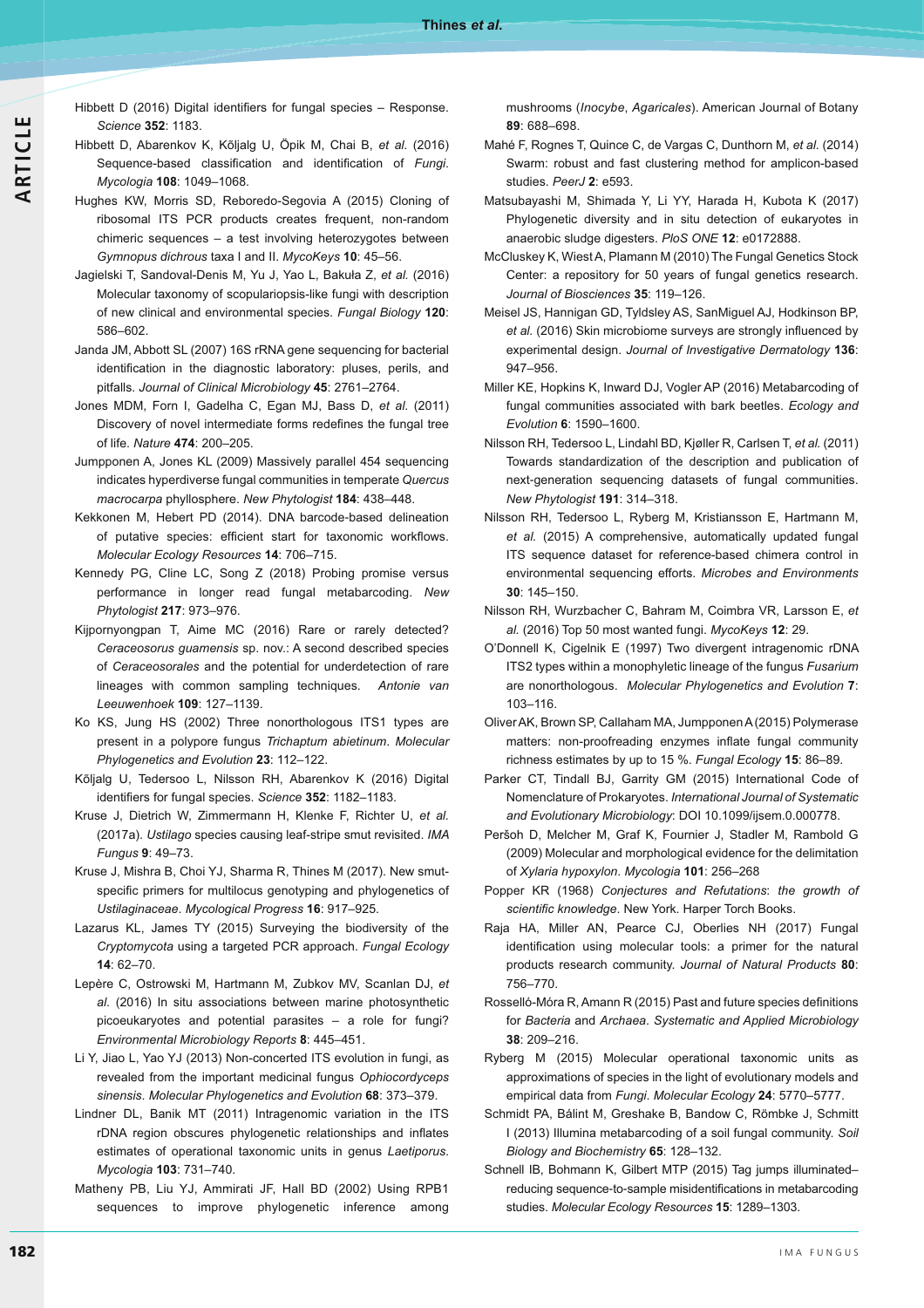Hibbett D (2016) Digital identifiers for fungal species – Response. *Science* **352**: 1183.

Hibbett D, Abarenkov K, Kõljalg U, Öpik M, Chai B, *et al.* (2016) Sequence-based classification and identification of *Fungi*. *Mycologia* **108**: 1049–1068.

Hughes KW, Morris SD, Reboredo-Segovia A (2015) Cloning of ribosomal ITS PCR products creates frequent, non-random chimeric sequences – a test involving heterozygotes between *Gymnopus dichrous* taxa I and II. *MycoKeys* **10**: 45–56.

Jagielski T, Sandoval-Denis M, Yu J, Yao L, Bakuła Z, *et al.* (2016) Molecular taxonomy of scopulariopsis-like fungi with description of new clinical and environmental species. *Fungal Biology* **120**: 586–602.

Janda JM, Abbott SL (2007) 16S rRNA gene sequencing for bacterial identification in the diagnostic laboratory: pluses, perils, and pitfalls. *Journal of Clinical Microbiology* **45**: 2761–2764.

Jones MDM, Forn I, Gadelha C, Egan MJ, Bass D, *et al.* (2011) Discovery of novel intermediate forms redefines the fungal tree of life. *Nature* **474**: 200–205.

Jumpponen A, Jones KL (2009) Massively parallel 454 sequencing indicates hyperdiverse fungal communities in temperate *Quercus macrocarpa* phyllosphere. *New Phytologist* **184**: 438–448.

Kekkonen M, Hebert PD (2014). DNA barcode-based delineation of putative species: efficient start for taxonomic workflows. *Molecular Ecology Resources* **14**: 706–715.

Kennedy PG, Cline LC, Song Z (2018) Probing promise versus performance in longer read fungal metabarcoding. *New Phytologist* **217**: 973–976.

Kijpornyongpan T, Aime MC (2016) Rare or rarely detected? *Ceraceosorus guamensis* sp. nov.: A second described species of *Ceraceosorales* and the potential for underdetection of rare lineages with common sampling techniques. *Antonie van Leeuwenhoek* **109**: 127–1139.

Ko KS, Jung HS (2002) Three nonorthologous ITS1 types are present in a polypore fungus *Trichaptum abietinum*. *Molecular Phylogenetics and Evolution* **23**: 112–122.

Kõljalg U, Tedersoo L, Nilsson RH, Abarenkov K (2016) Digital identifiers for fungal species. *Science* **352**: 1182–1183.

Kruse J, Dietrich W, Zimmermann H, Klenke F, Richter U, *et al.* (2017a). *Ustilago* species causing leaf-stripe smut revisited. *IMA Fungus* **9**: 49–73.

Kruse J, Mishra B, Choi YJ, Sharma R, Thines M (2017). New smut-specific primers for multilocus genotyping and phylogenetics of *Ustilaginaceae*. *Mycological Progress* **16**: 917–925.

Lazarus KL, James TY (2015) Surveying the biodiversity of the *Cryptomycota* using a targeted PCR approach. *Fungal Ecology* **14**: 62–70.

Lepère C, Ostrowski M, Hartmann M, Zubkov MV, Scanlan DJ, *et al.* (2016) In situ associations between marine photosynthetic picoeukaryotes and potential parasites – a role for fungi? *Environmental Microbiology Reports* **8**: 445–451.

Li Y, Jiao L, Yao YJ (2013) Non-concerted ITS evolution in fungi, as revealed from the important medicinal fungus *Ophiocordyceps sinensis*. *Molecular Phylogenetics and Evolution* **68**: 373–379.

Lindner DL, Banik MT (2011) Intragenomic variation in the ITS rDNA region obscures phylogenetic relationships and inflates estimates of operational taxonomic units in genus *Laetiporus*. *Mycologia* **103**: 731–740.

Matheny PB, Liu YJ, Ammirati JF, Hall BD (2002) Using RPB1 sequences to improve phylogenetic inference among mushrooms (*Inocybe*, *Agaricales*). American Journal of Botany **89**: 688–698.

Mahé F, Rognes T, Quince C, de Vargas C, Dunthorn M, *et al.* (2014) Swarm: robust and fast clustering method for amplicon-based studies. *PeerJ* **2**: e593.

Matsubayashi M, Shimada Y, Li YY, Harada H, Kubota K (2017) Phylogenetic diversity and in situ detection of eukaryotes in anaerobic sludge digesters. *PloS ONE* **12**: e0172888.

McCluskey K, Wiest A, Plamann M (2010) The Fungal Genetics Stock Center: a repository for 50 years of fungal genetics research. *Journal of Biosciences* **35**: 119–126.

Meisel JS, Hannigan GD, Tyldsley AS, SanMiguel AJ, Hodkinson BP, *et al.* (2016) Skin microbiome surveys are strongly influenced by experimental design. *Journal of Investigative Dermatology* **136**: 947–956.

Miller KE, Hopkins K, Inward DJ, Vogler AP (2016) Metabarcoding of fungal communities associated with bark beetles. *Ecology and Evolution* **6**: 1590–1600.

Nilsson RH, Tedersoo L, Lindahl BD, Kjøller R, Carlsen T, *et al.* (2011) Towards standardization of the description and publication of next-generation sequencing datasets of fungal communities. *New Phytologist* **191**: 314–318.

Nilsson RH, Tedersoo L, Ryberg M, Kristiansson E, Hartmann M, *et al.* (2015) A comprehensive, automatically updated fungal ITS sequence dataset for reference-based chimera control in environmental sequencing efforts. *Microbes and Environments* **30**: 145–150.

Nilsson RH, Wurzbacher C, Bahram M, Coimbra VR, Larsson E, *et al.* (2016) Top 50 most wanted fungi. *MycoKeys* **12**: 29.

O'Donnell K, Cigelnik E (1997) Two divergent intragenomic rDNA ITS2 types within a monophyletic lineage of the fungus *Fusarium* are nonorthologous. *Molecular Phylogenetics and Evolution* **7**: 103–116.

Oliver AK, Brown SP, Callaham MA, Jumpponen A (2015) Polymerase matters: non-proofreading enzymes inflate fungal community richness estimates by up to 15 %. *Fungal Ecology* **15**: 86–89.

Parker CT, Tindall BJ, Garrity GM (2015) International Code of Nomenclature of Prokaryotes. *International Journal of Systematic and Evolutionary Microbiology*: DOI 10.1099/ijsem.0.000778.

Peršoh D, Melcher M, Graf K, Fournier J, Stadler M, Rambold G (2009) Molecular and morphological evidence for the delimitation of *Xylaria hypoxylon*. *Mycologia* **101**: 256–268

Popper KR (1968) *Conjectures and Refutations*: *the growth of scientific knowledge*. New York. Harper Torch Books.

Raja HA, Miller AN, Pearce CJ, Oberlies NH (2017) Fungal identification using molecular tools: a primer for the natural products research community. *Journal of Natural Products* **80**: 756–770.

Rosselló-Móra R, Amann R (2015) Past and future species definitions for *Bacteria* and *Archaea*. *Systematic and Applied Microbiology* **38**: 209–216.

Ryberg M (2015) Molecular operational taxonomic units as approximations of species in the light of evolutionary models and empirical data from *Fungi*. *Molecular Ecology* **24**: 5770–5777.

Schmidt PA, Bálint M, Greshake B, Bandow C, Römbke J, Schmitt I (2013) Illumina metabarcoding of a soil fungal community. *Soil Biology and Biochemistry* **65**: 128–132.

Schnell IB, Bohmann K, Gilbert MTP (2015) Tag jumps illuminated–reducing sequence-to-sample misidentifications in metabarcoding studies. *Molecular Ecology Resources* **15**: 1289–1303.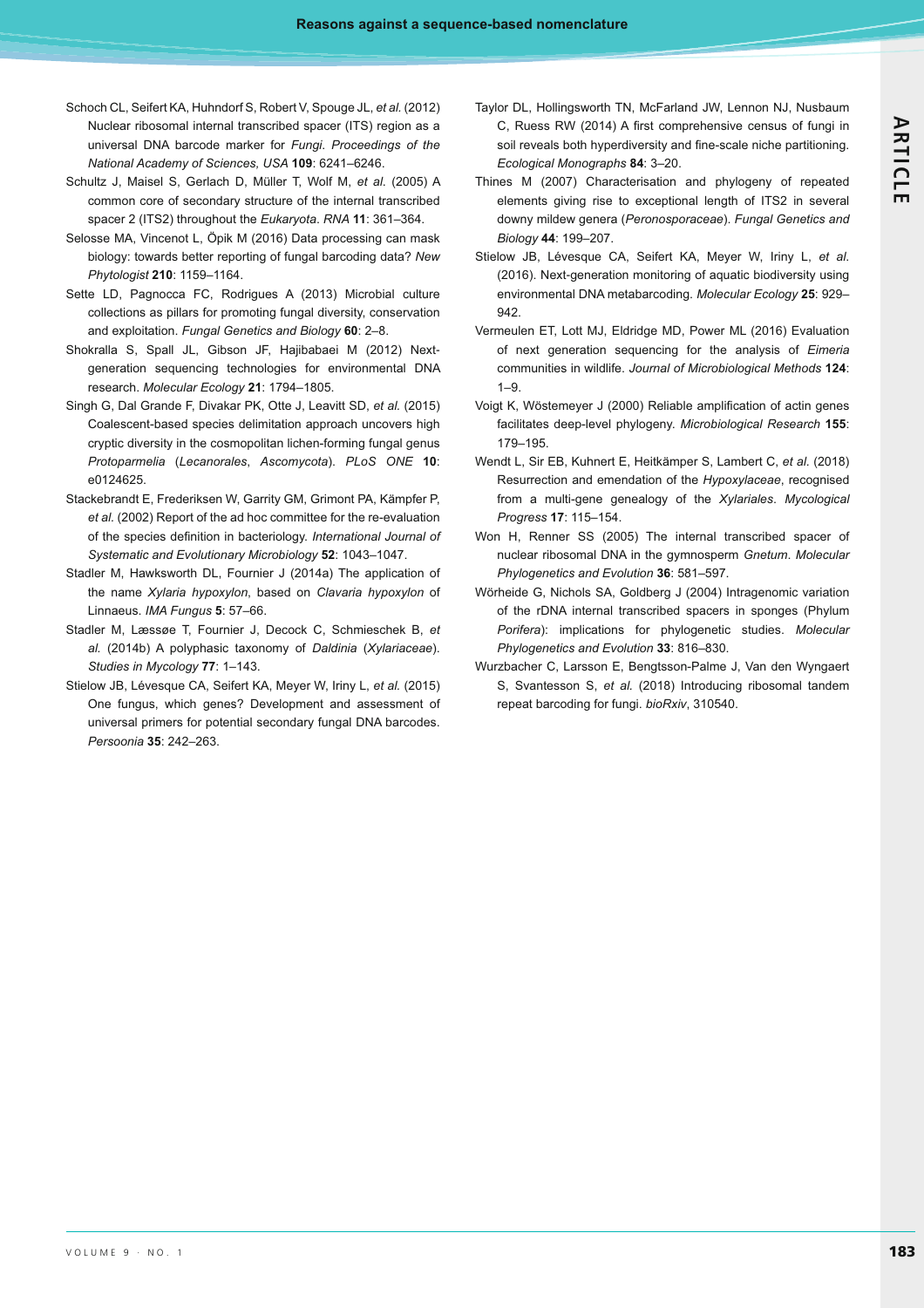Schoch CL, Seifert KA, Huhndorf S, Robert V, Spouge JL, *et al.* (2012) Nuclear ribosomal internal transcribed spacer (ITS) region as a universal DNA barcode marker for *Fungi*. *Proceedings of the National Academy of Sciences, USA* **109**: 6241–6246.

Schultz J, Maisel S, Gerlach D, Müller T, Wolf M, *et al.* (2005) A common core of secondary structure of the internal transcribed spacer 2 (ITS2) throughout the *Eukaryota*. *RNA* **11**: 361–364.

Selosse MA, Vincenot L, Öpik M (2016) Data processing can mask biology: towards better reporting of fungal barcoding data? *New Phytologist* **210**: 1159–1164.

Sette LD, Pagnocca FC, Rodrigues A (2013) Microbial culture collections as pillars for promoting fungal diversity, conservation and exploitation. *Fungal Genetics and Biology* **60**: 2–8.

Shokralla S, Spall JL, Gibson JF, Hajibabaei M (2012) Next-generation sequencing technologies for environmental DNA research. *Molecular Ecology* **21**: 1794–1805.

Singh G, Dal Grande F, Divakar PK, Otte J, Leavitt SD, *et al.* (2015) Coalescent-based species delimitation approach uncovers high cryptic diversity in the cosmopolitan lichen-forming fungal genus *Protoparmelia* (*Lecanorales*, *Ascomycota*). *PLoS ONE* **10**: e0124625.

Stackebrandt E, Frederiksen W, Garrity GM, Grimont PA, Kämpfer P, *et al.* (2002) Report of the ad hoc committee for the re-evaluation of the species definition in bacteriology. *International Journal of Systematic and Evolutionary Microbiology* **52**: 1043–1047.

Stadler M, Hawksworth DL, Fournier J (2014a) The application of the name *Xylaria hypoxylon*, based on *Clavaria hypoxylon* of Linnaeus. *IMA Fungus* **5**: 57–66.

Stadler M, Læssøe T, Fournier J, Decock C, Schmieschek B, *et al.* (2014b) A polyphasic taxonomy of *Daldinia* (*Xylariaceae*). *Studies in Mycology* **77**: 1–143.

Stielow JB, Lévesque CA, Seifert KA, Meyer W, Iriny L, *et al.* (2015) One fungus, which genes? Development and assessment of universal primers for potential secondary fungal DNA barcodes. *Persoonia* **35**: 242–263.

Taylor DL, Hollingsworth TN, McFarland JW, Lennon NJ, Nusbaum C, Ruess RW (2014) A first comprehensive census of fungi in soil reveals both hyperdiversity and fine-scale niche partitioning. *Ecological Monographs* **84**: 3–20.

Thines M (2007) Characterisation and phylogeny of repeated elements giving rise to exceptional length of ITS2 in several downy mildew genera (*Peronosporaceae*). *Fungal Genetics and Biology* **44**: 199–207.

Stielow JB, Lévesque CA, Seifert KA, Meyer W, Iriny L, *et al.* (2016). Next-generation monitoring of aquatic biodiversity using environmental DNA metabarcoding. *Molecular Ecology* **25**: 929–942.

Vermeulen ET, Lott MJ, Eldridge MD, Power ML (2016) Evaluation of next generation sequencing for the analysis of *Eimeria* communities in wildlife. *Journal of Microbiological Methods* **124**: 1–9.

Voigt K, Wöstemeyer J (2000) Reliable amplification of actin genes facilitates deep-level phylogeny. *Microbiological Research* **155**: 179–195.

Wendt L, Sir EB, Kuhnert E, Heitkämper S, Lambert C, *et al.* (2018) Resurrection and emendation of the *Hypoxylaceae*, recognised from a multi-gene genealogy of the *Xylariales*. *Mycological Progress* **17**: 115–154.

Won H, Renner SS (2005) The internal transcribed spacer of nuclear ribosomal DNA in the gymnosperm *Gnetum*. *Molecular Phylogenetics and Evolution* **36**: 581–597.

Wörheide G, Nichols SA, Goldberg J (2004) Intragenomic variation of the rDNA internal transcribed spacers in sponges (Phylum *Porifera*): implications for phylogenetic studies. *Molecular Phylogenetics and Evolution* **33**: 816–830.

Wurzbacher C, Larsson E, Bengtsson-Palme J, Van den Wyngaert S, Svantesson S, *et al.* (2018) Introducing ribosomal tandem repeat barcoding for fungi. *bioRxiv*, 310540.